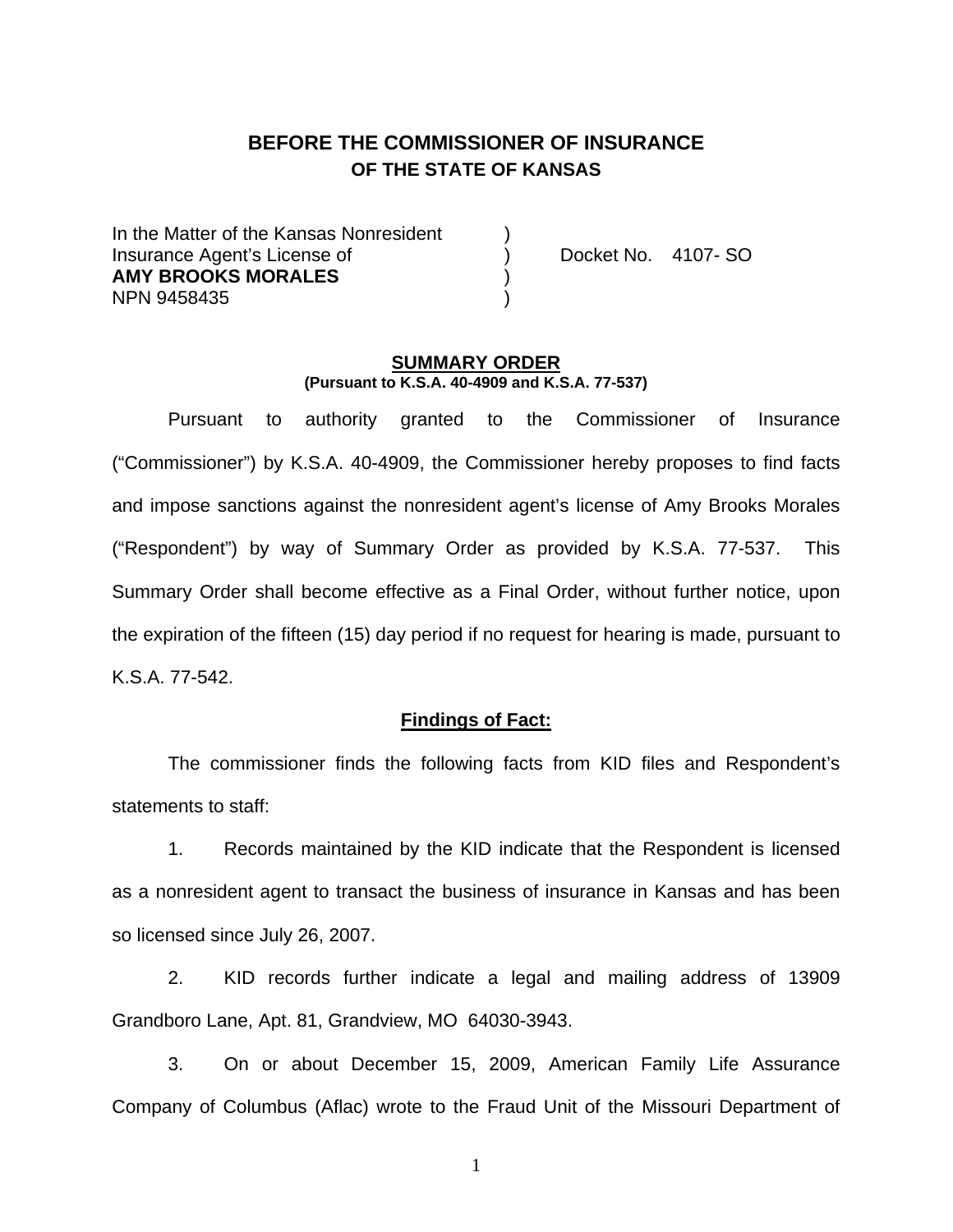# BEFORE THE COMMISSIONER OF INSURANCE
## OF THE STATE OF KANSAS

In the Matter of the Kansas Nonresident )
Insurance Agent's License of ) Docket No. 4107- SO
**AMY BROOKS MORALES** )
NPN 9458435 )

**SUMMARY ORDER**
**(Pursuant to K.S.A. 40-4909 and K.S.A. 77-537)**

Pursuant to authority granted to the Commissioner of Insurance ("Commissioner") by K.S.A. 40-4909, the Commissioner hereby proposes to find facts and impose sanctions against the nonresident agent's license of Amy Brooks Morales ("Respondent") by way of Summary Order as provided by K.S.A. 77-537. This Summary Order shall become effective as a Final Order, without further notice, upon the expiration of the fifteen (15) day period if no request for hearing is made, pursuant to K.S.A. 77-542.

**Findings of Fact:**

The commissioner finds the following facts from KID files and Respondent's statements to staff:

1. Records maintained by the KID indicate that the Respondent is licensed as a nonresident agent to transact the business of insurance in Kansas and has been so licensed since July 26, 2007.

2. KID records further indicate a legal and mailing address of 13909 Grandboro Lane, Apt. 81, Grandview, MO 64030-3943.

3. On or about December 15, 2009, American Family Life Assurance Company of Columbus (Aflac) wrote to the Fraud Unit of the Missouri Department of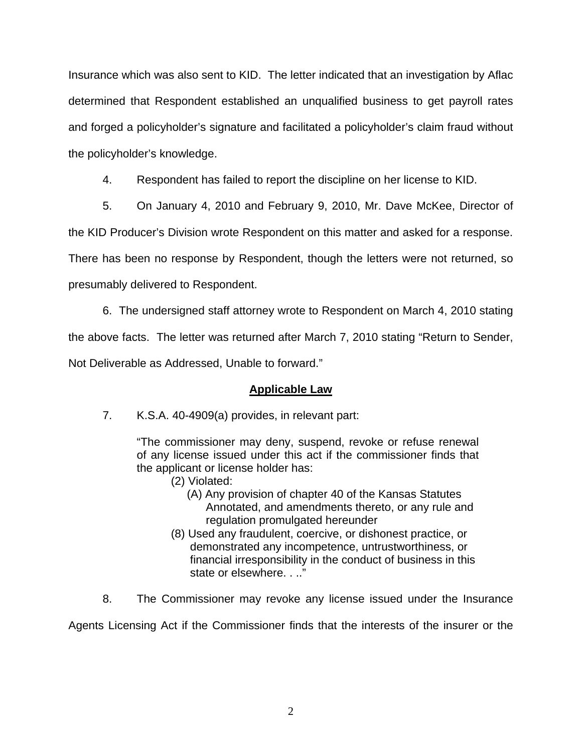Insurance which was also sent to KID. The letter indicated that an investigation by Aflac determined that Respondent established an unqualified business to get payroll rates and forged a policyholder's signature and facilitated a policyholder's claim fraud without the policyholder's knowledge.

4. Respondent has failed to report the discipline on her license to KID.

5. On January 4, 2010 and February 9, 2010, Mr. Dave McKee, Director of the KID Producer's Division wrote Respondent on this matter and asked for a response. There has been no response by Respondent, though the letters were not returned, so presumably delivered to Respondent.

6. The undersigned staff attorney wrote to Respondent on March 4, 2010 stating the above facts. The letter was returned after March 7, 2010 stating "Return to Sender, Not Deliverable as Addressed, Unable to forward."

## Applicable Law

7. K.S.A. 40-4909(a) provides, in relevant part:

> "The commissioner may deny, suspend, revoke or refuse renewal of any license issued under this act if the commissioner finds that the applicant or license holder has:
>
> (2) Violated:
>
> (A) Any provision of chapter 40 of the Kansas Statutes Annotated, and amendments thereto, or any rule and regulation promulgated hereunder
>
> (8) Used any fraudulent, coercive, or dishonest practice, or demonstrated any incompetence, untrustworthiness, or financial irresponsibility in the conduct of business in this state or elsewhere. . .."

8. The Commissioner may revoke any license issued under the Insurance Agents Licensing Act if the Commissioner finds that the interests of the insurer or the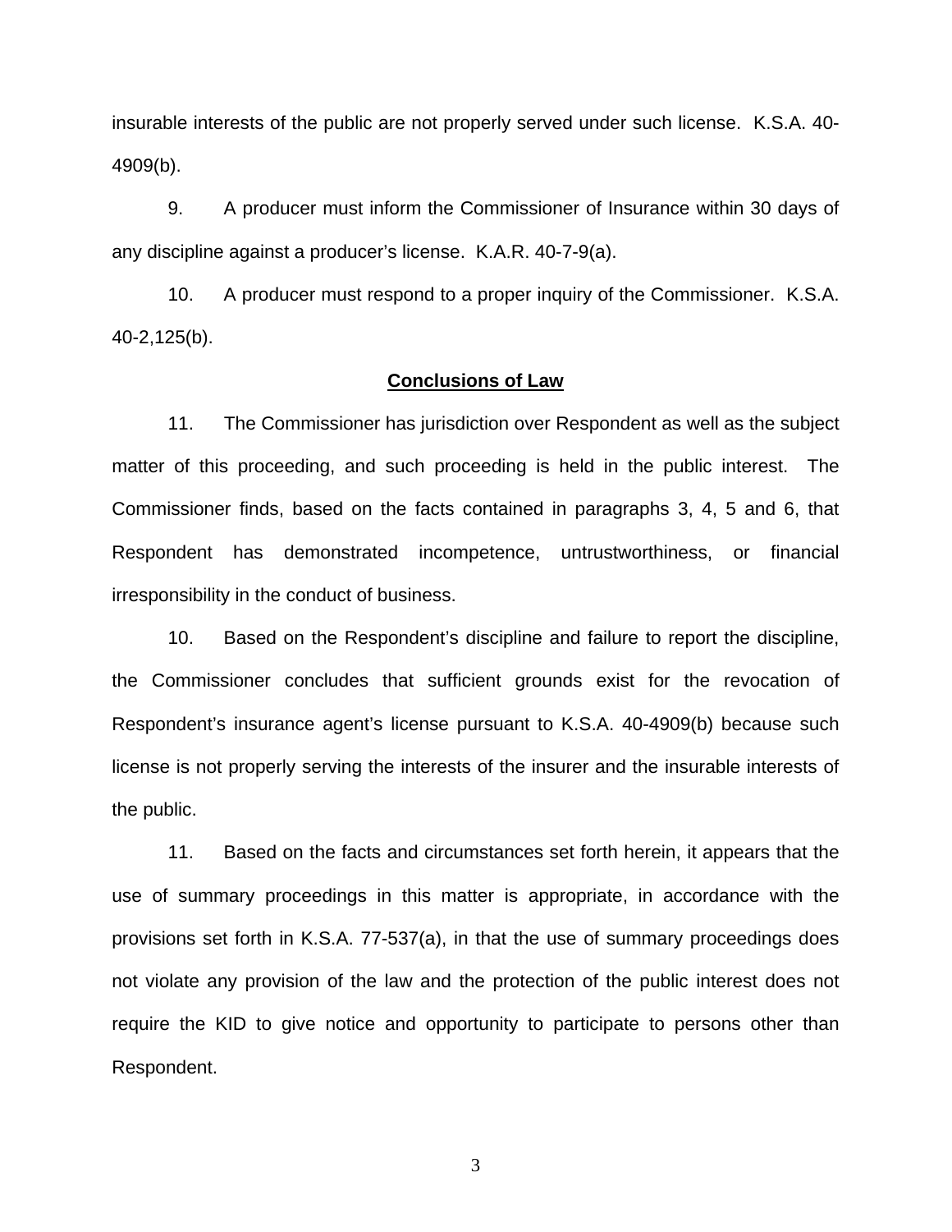insurable interests of the public are not properly served under such license. K.S.A. 40-4909(b).

9. A producer must inform the Commissioner of Insurance within 30 days of any discipline against a producer's license. K.A.R. 40-7-9(a).

10. A producer must respond to a proper inquiry of the Commissioner. K.S.A. 40-2,125(b).

## Conclusions of Law

11. The Commissioner has jurisdiction over Respondent as well as the subject matter of this proceeding, and such proceeding is held in the public interest. The Commissioner finds, based on the facts contained in paragraphs 3, 4, 5 and 6, that Respondent has demonstrated incompetence, untrustworthiness, or financial irresponsibility in the conduct of business.

10. Based on the Respondent's discipline and failure to report the discipline, the Commissioner concludes that sufficient grounds exist for the revocation of Respondent's insurance agent's license pursuant to K.S.A. 40-4909(b) because such license is not properly serving the interests of the insurer and the insurable interests of the public.

11. Based on the facts and circumstances set forth herein, it appears that the use of summary proceedings in this matter is appropriate, in accordance with the provisions set forth in K.S.A. 77-537(a), in that the use of summary proceedings does not violate any provision of the law and the protection of the public interest does not require the KID to give notice and opportunity to participate to persons other than Respondent.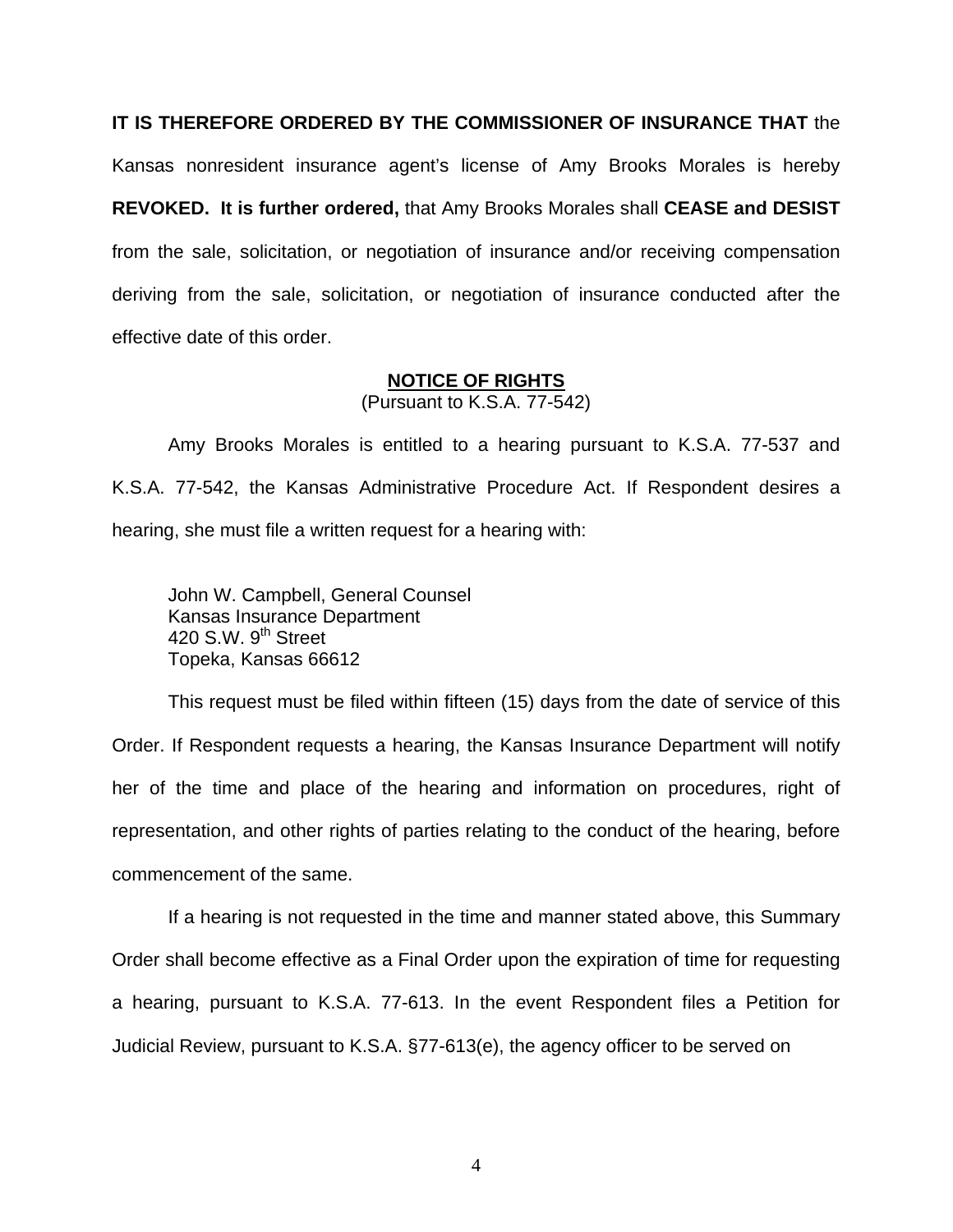**IT IS THEREFORE ORDERED BY THE COMMISSIONER OF INSURANCE THAT** the Kansas nonresident insurance agent's license of Amy Brooks Morales is hereby **REVOKED. It is further ordered,** that Amy Brooks Morales shall **CEASE and DESIST** from the sale, solicitation, or negotiation of insurance and/or receiving compensation deriving from the sale, solicitation, or negotiation of insurance conducted after the effective date of this order.

## NOTICE OF RIGHTS

(Pursuant to K.S.A. 77-542)

Amy Brooks Morales is entitled to a hearing pursuant to K.S.A. 77-537 and K.S.A. 77-542, the Kansas Administrative Procedure Act. If Respondent desires a hearing, she must file a written request for a hearing with:

John W. Campbell, General Counsel
Kansas Insurance Department
420 S.W. 9th Street
Topeka, Kansas 66612

This request must be filed within fifteen (15) days from the date of service of this Order. If Respondent requests a hearing, the Kansas Insurance Department will notify her of the time and place of the hearing and information on procedures, right of representation, and other rights of parties relating to the conduct of the hearing, before commencement of the same.

If a hearing is not requested in the time and manner stated above, this Summary Order shall become effective as a Final Order upon the expiration of time for requesting a hearing, pursuant to K.S.A. 77-613. In the event Respondent files a Petition for Judicial Review, pursuant to K.S.A. §77-613(e), the agency officer to be served on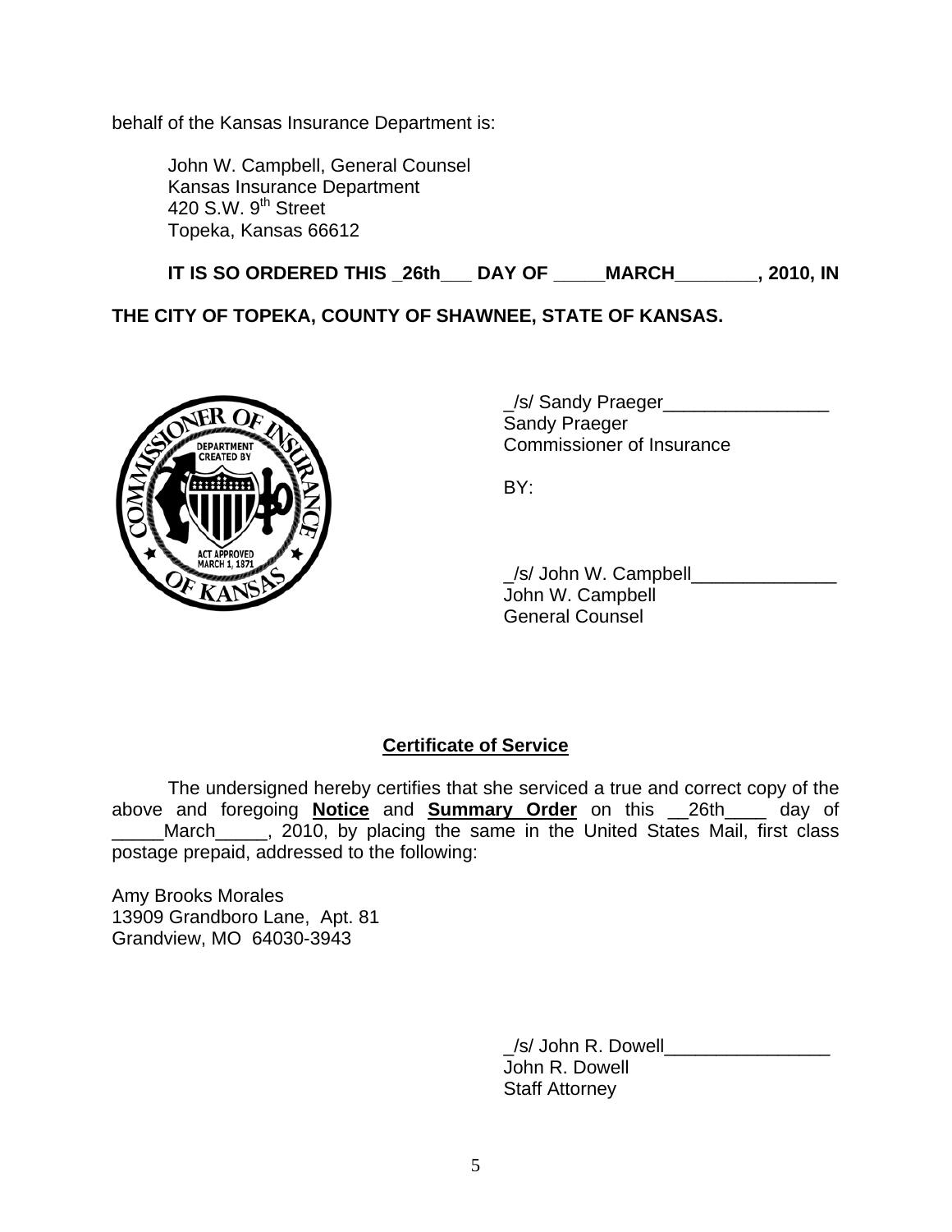behalf of the Kansas Insurance Department is:

John W. Campbell, General Counsel
Kansas Insurance Department
420 S.W. 9th Street
Topeka, Kansas 66612

**IT IS SO ORDERED THIS _26th___ DAY OF _____MARCH________, 2010, IN THE CITY OF TOPEKA, COUNTY OF SHAWNEE, STATE OF KANSAS.**

_/s/ Sandy Praeger________________
Sandy Praeger
Commissioner of Insurance

BY:

_/s/ John W. Campbell______________
John W. Campbell
General Counsel

## **Certificate of Service**

The undersigned hereby certifies that she serviced a true and correct copy of the above and foregoing **Notice** and **Summary Order** on this __26th____ day of _____March_____, 2010, by placing the same in the United States Mail, first class postage prepaid, addressed to the following:

Amy Brooks Morales
13909 Grandboro Lane, Apt. 81
Grandview, MO 64030-3943

_/s/ John R. Dowell________________
John R. Dowell
Staff Attorney